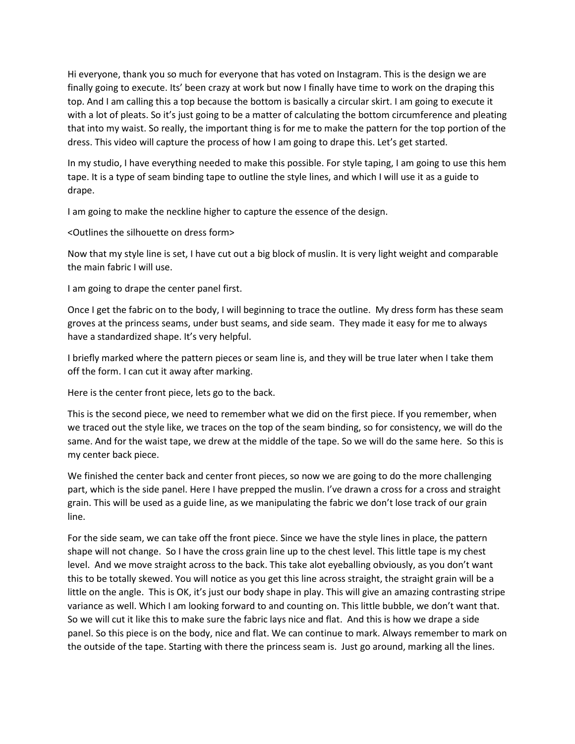Hi everyone, thank you so much for everyone that has voted on Instagram. This is the design we are finally going to execute. Its' been crazy at work but now I finally have time to work on the draping this top. And I am calling this a top because the bottom is basically a circular skirt. I am going to execute it with a lot of pleats. So it's just going to be a matter of calculating the bottom circumference and pleating that into my waist. So really, the important thing is for me to make the pattern for the top portion of the dress. This video will capture the process of how I am going to drape this. Let's get started.

In my studio, I have everything needed to make this possible. For style taping, I am going to use this hem tape. It is a type of seam binding tape to outline the style lines, and which I will use it as a guide to drape.

I am going to make the neckline higher to capture the essence of the design.

<Outlines the silhouette on dress form>

Now that my style line is set, I have cut out a big block of muslin. It is very light weight and comparable the main fabric I will use.

I am going to drape the center panel first.

Once I get the fabric on to the body, I will beginning to trace the outline. My dress form has these seam groves at the princess seams, under bust seams, and side seam. They made it easy for me to always have a standardized shape. It's very helpful.

I briefly marked where the pattern pieces or seam line is, and they will be true later when I take them off the form. I can cut it away after marking.

Here is the center front piece, lets go to the back.

This is the second piece, we need to remember what we did on the first piece. If you remember, when we traced out the style like, we traces on the top of the seam binding, so for consistency, we will do the same. And for the waist tape, we drew at the middle of the tape. So we will do the same here. So this is my center back piece.

We finished the center back and center front pieces, so now we are going to do the more challenging part, which is the side panel. Here I have prepped the muslin. I've drawn a cross for a cross and straight grain. This will be used as a guide line, as we manipulating the fabric we don't lose track of our grain line.

For the side seam, we can take off the front piece. Since we have the style lines in place, the pattern shape will not change. So I have the cross grain line up to the chest level. This little tape is my chest level. And we move straight across to the back. This take alot eyeballing obviously, as you don't want this to be totally skewed. You will notice as you get this line across straight, the straight grain will be a little on the angle. This is OK, it's just our body shape in play. This will give an amazing contrasting stripe variance as well. Which I am looking forward to and counting on. This little bubble, we don't want that. So we will cut it like this to make sure the fabric lays nice and flat. And this is how we drape a side panel. So this piece is on the body, nice and flat. We can continue to mark. Always remember to mark on the outside of the tape. Starting with there the princess seam is. Just go around, marking all the lines.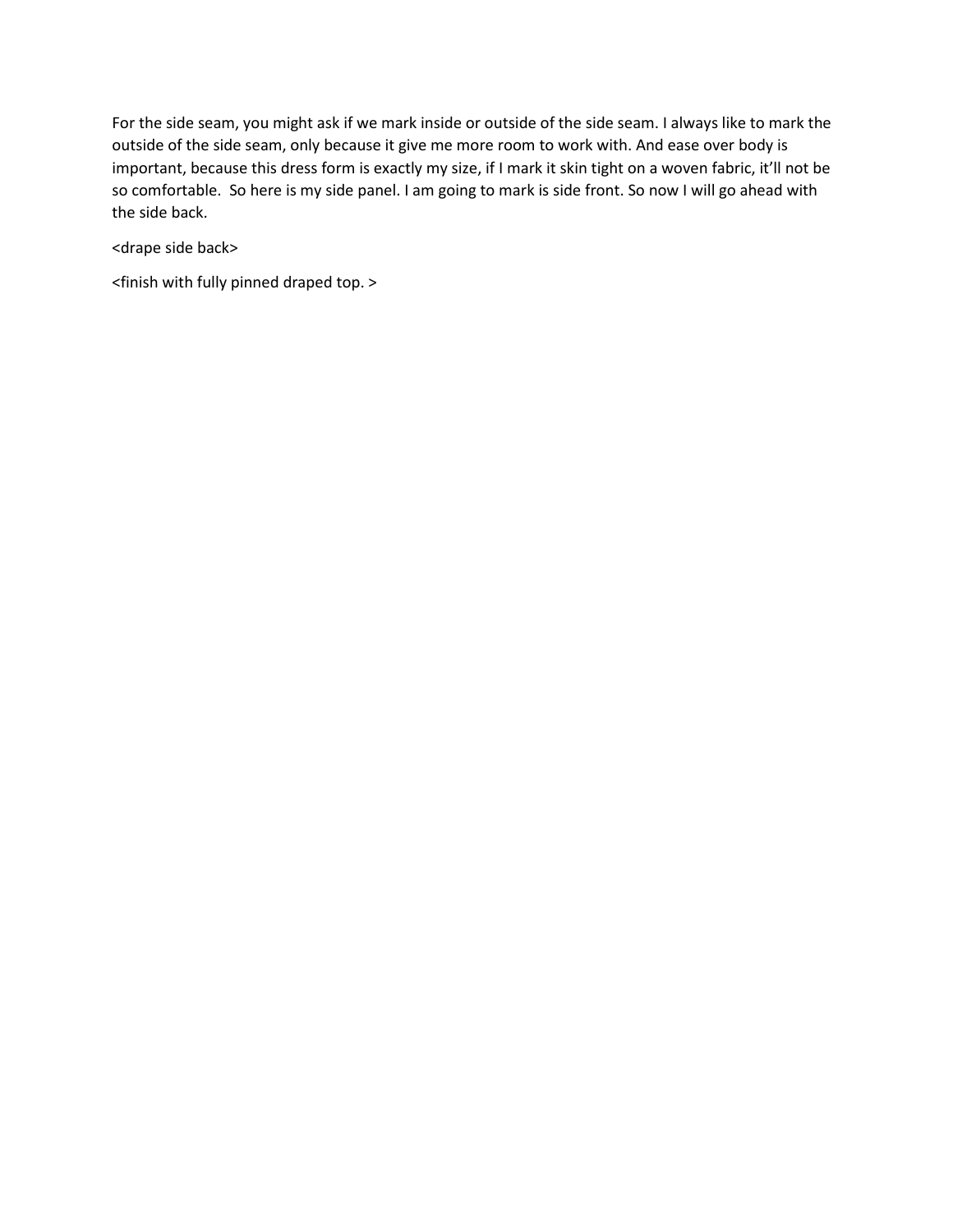For the side seam, you might ask if we mark inside or outside of the side seam. I always like to mark the outside of the side seam, only because it give me more room to work with. And ease over body is important, because this dress form is exactly my size, if I mark it skin tight on a woven fabric, it'll not be so comfortable. So here is my side panel. I am going to mark is side front. So now I will go ahead with the side back.

<drape side back>

<finish with fully pinned draped top. >